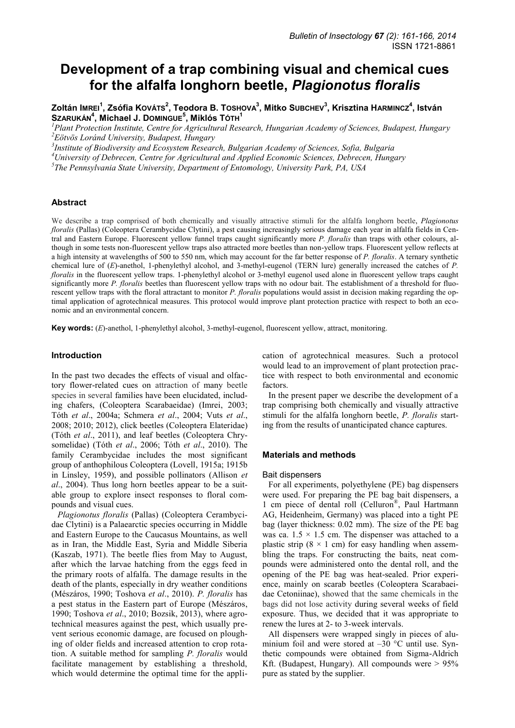# Development of a trap combining visual and chemical cues for the alfalfa longhorn beetle, *Plagionotus floralis*

Zoltán Imrei[1], Zsófia Kováts[2], Teodora B. Toshova[3], Mitko Subchev[3], Krisztina Harmincz[4], István Szarukán[4], Michael J. Domingue[5], Miklós Tóth[1]

[1]*Plant Protection Institute, Centre for Agricultural Research, Hungarian Academy of Sciences, Budapest, Hungary*
[2]*Eötvös Loránd University, Budapest, Hungary*
[3]*Institute of Biodiversity and Ecosystem Research, Bulgarian Academy of Sciences, Sofia, Bulgaria*
[4]*University of Debrecen, Centre for Agricultural and Applied Economic Sciences, Debrecen, Hungary*
[5]*The Pennsylvania State University, Department of Entomology, University Park, PA, USA*

## Abstract

We describe a trap comprised of both chemically and visually attractive stimuli for the alfalfa longhorn beetle, *Plagionotus floralis* (Pallas) (Coleoptera Cerambycidae Clytini), a pest causing increasingly serious damage each year in alfalfa fields in Central and Eastern Europe. Fluorescent yellow funnel traps caught significantly more *P. floralis* than traps with other colours, although in some tests non-fluorescent yellow traps also attracted more beetles than non-yellow traps. Fluorescent yellow reflects at a high intensity at wavelengths of 500 to 550 nm, which may account for the far better response of *P. floralis*. A ternary synthetic chemical lure of (*E*)-anethol, 1-phenylethyl alcohol, and 3-methyl-eugenol (TERN lure) generally increased the catches of *P. floralis* in the fluorescent yellow traps. 1-phenylethyl alcohol or 3-methyl eugenol used alone in fluorescent yellow traps caught significantly more *P. floralis* beetles than fluorescent yellow traps with no odour bait. The establishment of a threshold for fluorescent yellow traps with the floral attractant to monitor *P. floralis* populations would assist in decision making regarding the optimal application of agrotechnical measures. This protocol would improve plant protection practice with respect to both an economic and an environmental concern.

**Key words:** (*E*)-anethol, 1-phenylethyl alcohol, 3-methyl-eugenol, fluorescent yellow, attract, monitoring.

## Introduction

In the past two decades the effects of visual and olfactory flower-related cues on attraction of many beetle species in several families have been elucidated, including chafers, (Coleoptera Scarabaeidae) (Imrei, 2003; Tóth *et al*., 2004a; Schmera *et al*., 2004; Vuts *et al*., 2008; 2010; 2012), click beetles (Coleoptera Elateridae) (Tóth *et al*., 2011), and leaf beetles (Coleoptera Chrysomelidae) (Tóth *et al*., 2006; Tóth *et al*., 2010). The family Cerambycidae includes the most significant group of anthophilous Coleoptera (Lovell, 1915a; 1915b in Linsley, 1959), and possible pollinators (Allison *et al*., 2004). Thus long horn beetles appear to be a suitable group to explore insect responses to floral compounds and visual cues.

*Plagionotus floralis* (Pallas) (Coleoptera Cerambycidae Clytini) is a Palaearctic species occurring in Middle and Eastern Europe to the Caucasus Mountains, as well as in Iran, the Middle East, Syria and Middle Siberia (Kaszab, 1971). The beetle flies from May to August, after which the larvae hatching from the eggs feed in the primary roots of alfalfa. The damage results in the death of the plants, especially in dry weather conditions (Mészáros, 1990; Toshova *et al*., 2010). *P. floralis* has a pest status in the Eastern part of Europe (Mészáros, 1990; Toshova *et al*., 2010; Bozsik, 2013), where agrotechnical measures against the pest, which usually prevent serious economic damage, are focused on ploughing of older fields and increased attention to crop rotation. A suitable method for sampling *P. floralis* would facilitate management by establishing a threshold, which would determine the optimal time for the application of agrotechnical measures. Such a protocol would lead to an improvement of plant protection practice with respect to both environmental and economic factors.

In the present paper we describe the development of a trap comprising both chemically and visually attractive stimuli for the alfalfa longhorn beetle, *P. floralis* starting from the results of unanticipated chance captures.

## Materials and methods

### Bait dispensers

For all experiments, polyethylene (PE) bag dispensers were used. For preparing the PE bag bait dispensers, a 1 cm piece of dental roll (Celluron®, Paul Hartmann AG, Heidenheim, Germany) was placed into a tight PE bag (layer thickness: 0.02 mm). The size of the PE bag was ca. $1.5 \times 1.5$ cm. The dispenser was attached to a plastic strip ($8 \times 1$ cm) for easy handling when assembling the traps. For constructing the baits, neat compounds were administered onto the dental roll, and the opening of the PE bag was heat-sealed. Prior experience, mainly on scarab beetles (Coleoptera Scarabaeidae Cetoniinae), showed that the same chemicals in the bags did not lose activity during several weeks of field exposure. Thus, we decided that it was appropriate to renew the lures at 2- to 3-week intervals.

All dispensers were wrapped singly in pieces of aluminium foil and were stored at –30 °C until use. Synthetic compounds were obtained from Sigma-Aldrich Kft. (Budapest, Hungary). All compounds were > 95% pure as stated by the supplier.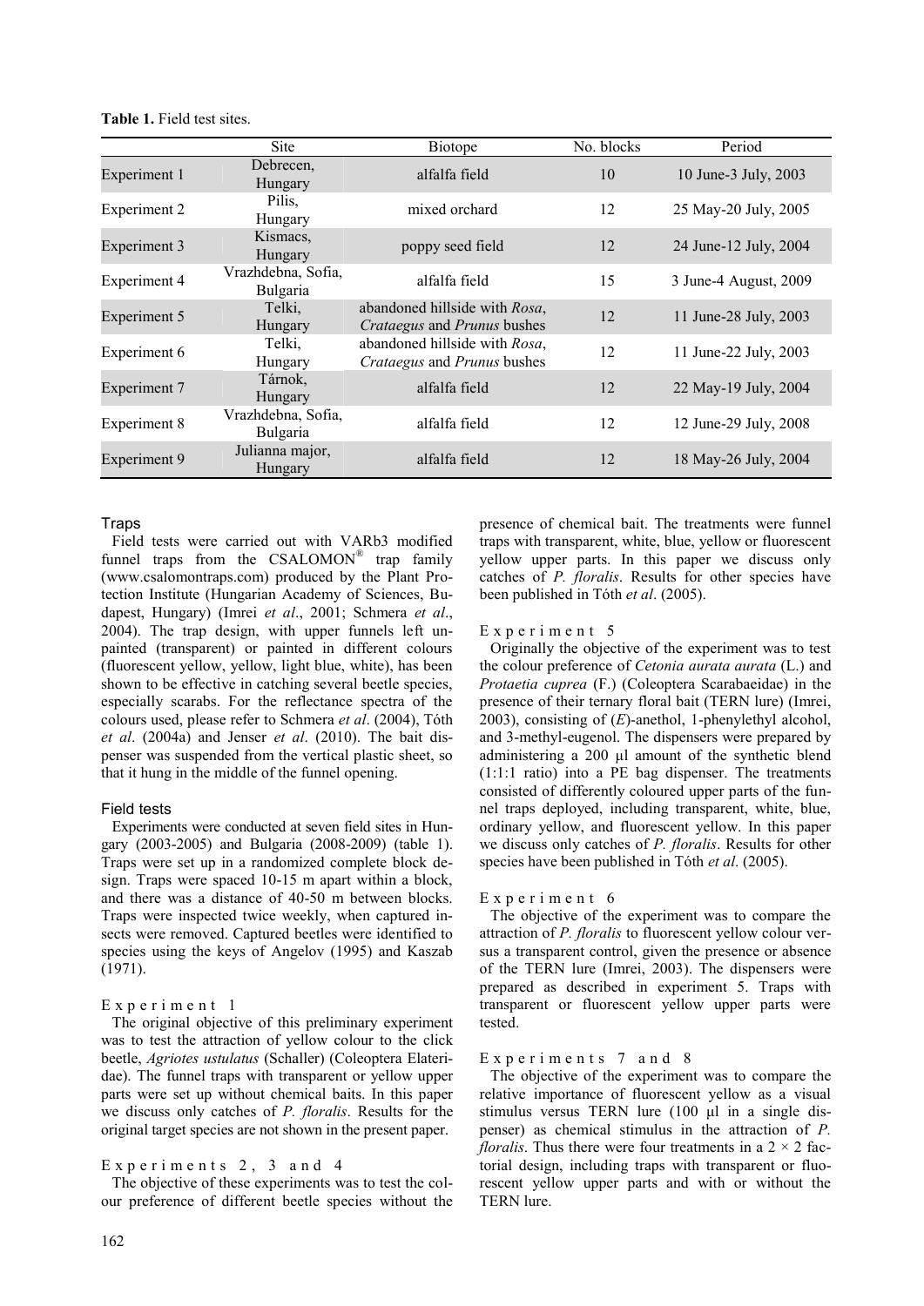**Table 1.** Field test sites.

| | Site | Biotope | No. blocks | Period |
|---|---|---|---|---|
| Experiment 1 | Debrecen, Hungary | alfalfa field | 10 | 10 June-3 July, 2003 |
| Experiment 2 | Pilis, Hungary | mixed orchard | 12 | 25 May-20 July, 2005 |
| Experiment 3 | Kismacs, Hungary | poppy seed field | 12 | 24 June-12 July, 2004 |
| Experiment 4 | Vrazhdebna, Sofia, Bulgaria | alfalfa field | 15 | 3 June-4 August, 2009 |
| Experiment 5 | Telki, Hungary | abandoned hillside with *Rosa*, *Crataegus* and *Prunus* bushes | 12 | 11 June-28 July, 2003 |
| Experiment 6 | Telki, Hungary | abandoned hillside with *Rosa*, *Crataegus* and *Prunus* bushes | 12 | 11 June-22 July, 2003 |
| Experiment 7 | Tárnok, Hungary | alfalfa field | 12 | 22 May-19 July, 2004 |
| Experiment 8 | Vrazhdebna, Sofia, Bulgaria | alfalfa field | 12 | 12 June-29 July, 2008 |
| Experiment 9 | Julianna major, Hungary | alfalfa field | 12 | 18 May-26 July, 2004 |

### Traps

Field tests were carried out with VARb3 modified funnel traps from the CSALOMON® trap family (www.csalomontraps.com) produced by the Plant Protection Institute (Hungarian Academy of Sciences, Budapest, Hungary) (Imrei *et al*., 2001; Schmera *et al*., 2004). The trap design, with upper funnels left unpainted (transparent) or painted in different colours (fluorescent yellow, yellow, light blue, white), has been shown to be effective in catching several beetle species, especially scarabs. For the reflectance spectra of the colours used, please refer to Schmera *et al*. (2004), Tóth *et al*. (2004a) and Jenser *et al*. (2010). The bait dispenser was suspended from the vertical plastic sheet, so that it hung in the middle of the funnel opening.

### Field tests

Experiments were conducted at seven field sites in Hungary (2003-2005) and Bulgaria (2008-2009) (table 1). Traps were set up in a randomized complete block design. Traps were spaced 10-15 m apart within a block, and there was a distance of 40-50 m between blocks. Traps were inspected twice weekly, when captured insects were removed. Captured beetles were identified to species using the keys of Angelov (1995) and Kaszab (1971).

#### Experiment 1

The original objective of this preliminary experiment was to test the attraction of yellow colour to the click beetle, *Agriotes ustulatus* (Schaller) (Coleoptera Elateridae). The funnel traps with transparent or yellow upper parts were set up without chemical baits. In this paper we discuss only catches of *P. floralis*. Results for the original target species are not shown in the present paper.

#### Experiments 2, 3 and 4

The objective of these experiments was to test the colour preference of different beetle species without the presence of chemical bait. The treatments were funnel traps with transparent, white, blue, yellow or fluorescent yellow upper parts. In this paper we discuss only catches of *P. floralis*. Results for other species have been published in Tóth *et al*. (2005).

#### Experiment 5

Originally the objective of the experiment was to test the colour preference of *Cetonia aurata aurata* (L.) and *Protaetia cuprea* (F.) (Coleoptera Scarabaeidae) in the presence of their ternary floral bait (TERN lure) (Imrei, 2003), consisting of (*E*)-anethol, 1-phenylethyl alcohol, and 3-methyl-eugenol. The dispensers were prepared by administering a 200 μl amount of the synthetic blend (1:1:1 ratio) into a PE bag dispenser. The treatments consisted of differently coloured upper parts of the funnel traps deployed, including transparent, white, blue, ordinary yellow, and fluorescent yellow. In this paper we discuss only catches of *P. floralis*. Results for other species have been published in Tóth *et al*. (2005).

#### Experiment 6

The objective of the experiment was to compare the attraction of *P. floralis* to fluorescent yellow colour versus a transparent control, given the presence or absence of the TERN lure (Imrei, 2003). The dispensers were prepared as described in experiment 5. Traps with transparent or fluorescent yellow upper parts were tested.

#### Experiments 7 and 8

The objective of the experiment was to compare the relative importance of fluorescent yellow as a visual stimulus versus TERN lure (100 μl in a single dispenser) as chemical stimulus in the attraction of *P. floralis*. Thus there were four treatments in a $2 \times 2$ factorial design, including traps with transparent or fluorescent yellow upper parts and with or without the TERN lure.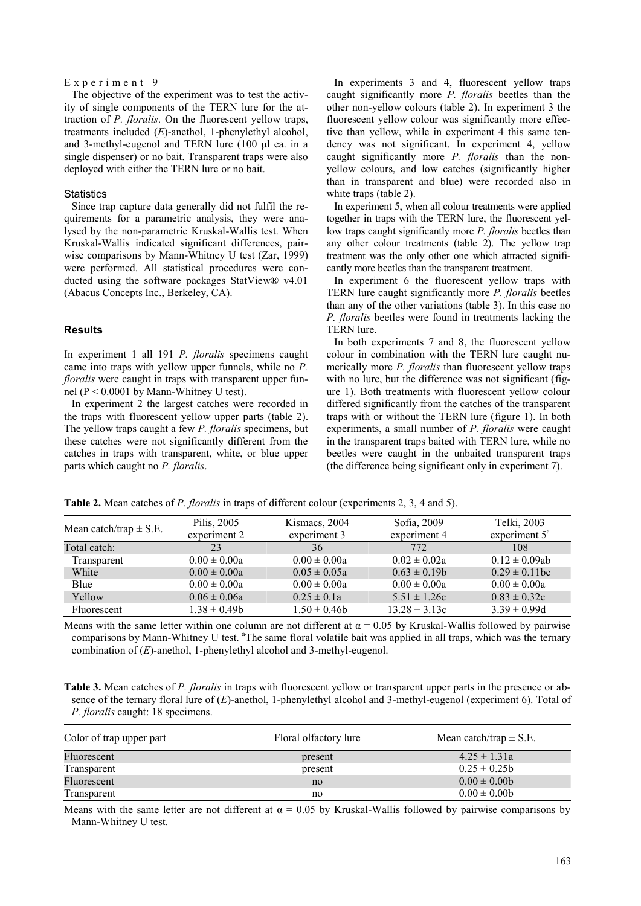Experiment 9

The objective of the experiment was to test the activity of single components of the TERN lure for the attraction of *P. floralis*. On the fluorescent yellow traps, treatments included (*E*)-anethol, 1-phenylethyl alcohol, and 3-methyl-eugenol and TERN lure (100 µl ea. in a single dispenser) or no bait. Transparent traps were also deployed with either the TERN lure or no bait.

### Statistics

Since trap capture data generally did not fulfil the requirements for a parametric analysis, they were analysed by the non-parametric Kruskal-Wallis test. When Kruskal-Wallis indicated significant differences, pairwise comparisons by Mann-Whitney U test (Zar, 1999) were performed. All statistical procedures were conducted using the software packages StatView® v4.01 (Abacus Concepts Inc., Berkeley, CA).

## Results

In experiment 1 all 191 *P. floralis* specimens caught came into traps with yellow upper funnels, while no *P. floralis* were caught in traps with transparent upper funnel ($P < 0.0001$ by Mann-Whitney U test).

In experiment 2 the largest catches were recorded in the traps with fluorescent yellow upper parts (table 2). The yellow traps caught a few *P. floralis* specimens, but these catches were not significantly different from the catches in traps with transparent, white, or blue upper parts which caught no *P. floralis*.

In experiments 3 and 4, fluorescent yellow traps caught significantly more *P. floralis* beetles than the other non-yellow colours (table 2). In experiment 3 the fluorescent yellow colour was significantly more effective than yellow, while in experiment 4 this same tendency was not significant. In experiment 4, yellow caught significantly more *P. floralis* than the non-yellow colours, and low catches (significantly higher than in transparent and blue) were recorded also in white traps (table 2).

In experiment 5, when all colour treatments were applied together in traps with the TERN lure, the fluorescent yellow traps caught significantly more *P. floralis* beetles than any other colour treatments (table 2). The yellow trap treatment was the only other one which attracted significantly more beetles than the transparent treatment.

In experiment 6 the fluorescent yellow traps with TERN lure caught significantly more *P. floralis* beetles than any of the other variations (table 3). In this case no *P. floralis* beetles were found in treatments lacking the TERN lure.

In both experiments 7 and 8, the fluorescent yellow colour in combination with the TERN lure caught numerically more *P. floralis* than fluorescent yellow traps with no lure, but the difference was not significant (figure 1). Both treatments with fluorescent yellow colour differed significantly from the catches of the transparent traps with or without the TERN lure (figure 1). In both experiments, a small number of *P. floralis* were caught in the transparent traps baited with TERN lure, while no beetles were caught in the unbaited transparent traps (the difference being significant only in experiment 7).

**Table 2.** Mean catches of *P. floralis* in traps of different colour (experiments 2, 3, 4 and 5).

| Mean catch/trap ± S.E. | Pilis, 2005 experiment 2 | Kismacs, 2004 experiment 3 | Sofia, 2009 experiment 4 | Telki, 2003 experiment 5[a] |
|---|---|---|---|---|
| Total catch: | 23 | 36 | 772 | 108 |
| Transparent | 0.00 ± 0.00a | 0.00 ± 0.00a | 0.02 ± 0.02a | 0.12 ± 0.09ab |
| White | 0.00 ± 0.00a | 0.05 ± 0.05a | 0.63 ± 0.19b | 0.29 ± 0.11bc |
| Blue | 0.00 ± 0.00a | 0.00 ± 0.00a | 0.00 ± 0.00a | 0.00 ± 0.00a |
| Yellow | 0.06 ± 0.06a | 0.25 ± 0.1a | 5.51 ± 1.26c | 0.83 ± 0.32c |
| Fluorescent | 1.38 ± 0.49b | 1.50 ± 0.46b | 13.28 ± 3.13c | 3.39 ± 0.99d |

Means with the same letter within one column are not different at $\alpha = 0.05$ by Kruskal-Wallis followed by pairwise comparisons by Mann-Whitney U test. [a]The same floral volatile bait was applied in all traps, which was the ternary combination of (*E*)-anethol, 1-phenylethyl alcohol and 3-methyl-eugenol.

**Table 3.** Mean catches of *P. floralis* in traps with fluorescent yellow or transparent upper parts in the presence or absence of the ternary floral lure of (*E*)-anethol, 1-phenylethyl alcohol and 3-methyl-eugenol (experiment 6). Total of *P. floralis* caught: 18 specimens.

| Color of trap upper part | Floral olfactory lure | Mean catch/trap ± S.E. |
|---|---|---|
| Fluorescent | present | 4.25 ± 1.31a |
| Transparent | present | 0.25 ± 0.25b |
| Fluorescent | no | 0.00 ± 0.00b |
| Transparent | no | 0.00 ± 0.00b |

Means with the same letter are not different at $\alpha = 0.05$ by Kruskal-Wallis followed by pairwise comparisons by Mann-Whitney U test.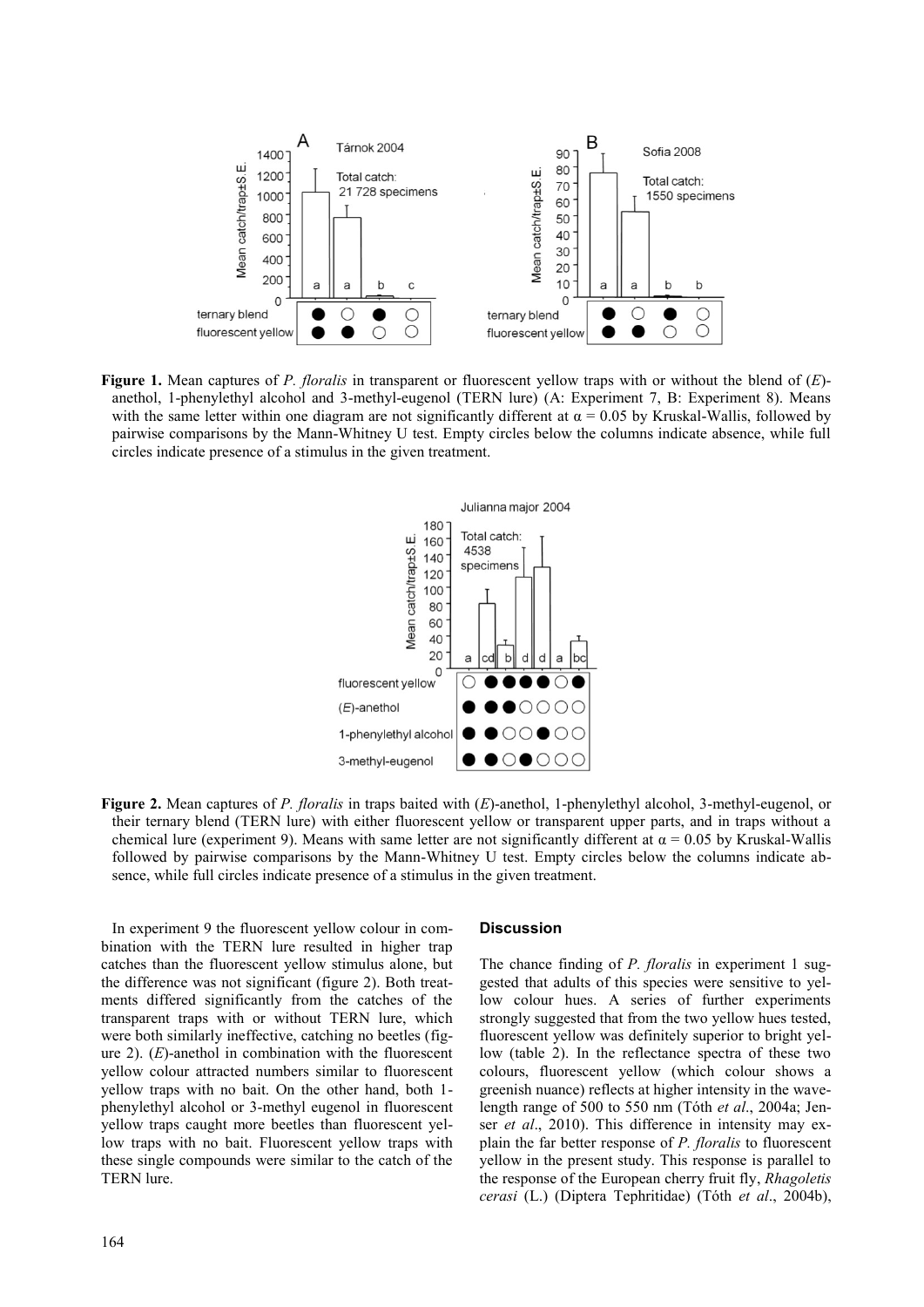**Figure 1.** Mean captures of *P. floralis* in transparent or fluorescent yellow traps with or without the blend of (*E*)-anethol, 1-phenylethyl alcohol and 3-methyl-eugenol (TERN lure) (A: Experiment 7, B: Experiment 8). Means with the same letter within one diagram are not significantly different at $\alpha = 0.05$ by Kruskal-Wallis, followed by pairwise comparisons by the Mann-Whitney U test. Empty circles below the columns indicate absence, while full circles indicate presence of a stimulus in the given treatment.

**Figure 2.** Mean captures of *P. floralis* in traps baited with (*E*)-anethol, 1-phenylethyl alcohol, 3-methyl-eugenol, or their ternary blend (TERN lure) with either fluorescent yellow or transparent upper parts, and in traps without a chemical lure (experiment 9). Means with same letter are not significantly different at $\alpha = 0.05$ by Kruskal-Wallis followed by pairwise comparisons by the Mann-Whitney U test. Empty circles below the columns indicate absence, while full circles indicate presence of a stimulus in the given treatment.

In experiment 9 the fluorescent yellow colour in combination with the TERN lure resulted in higher trap catches than the fluorescent yellow stimulus alone, but the difference was not significant (figure 2). Both treatments differed significantly from the catches of the transparent traps with or without TERN lure, which were both similarly ineffective, catching no beetles (figure 2). (*E*)-anethol in combination with the fluorescent yellow colour attracted numbers similar to fluorescent yellow traps with no bait. On the other hand, both 1-phenylethyl alcohol or 3-methyl eugenol in fluorescent yellow traps caught more beetles than fluorescent yellow traps with no bait. Fluorescent yellow traps with these single compounds were similar to the catch of the TERN lure.

## Discussion

The chance finding of *P. floralis* in experiment 1 suggested that adults of this species were sensitive to yellow colour hues. A series of further experiments strongly suggested that from the two yellow hues tested, fluorescent yellow was definitely superior to bright yellow (table 2). In the reflectance spectra of these two colours, fluorescent yellow (which colour shows a greenish nuance) reflects at higher intensity in the wavelength range of 500 to 550 nm (Tóth *et al*., 2004a; Jenser *et al*., 2010). This difference in intensity may explain the far better response of *P. floralis* to fluorescent yellow in the present study. This response is parallel to the response of the European cherry fruit fly, *Rhagoletis cerasi* (L.) (Diptera Tephritidae) (Tóth *et al*., 2004b),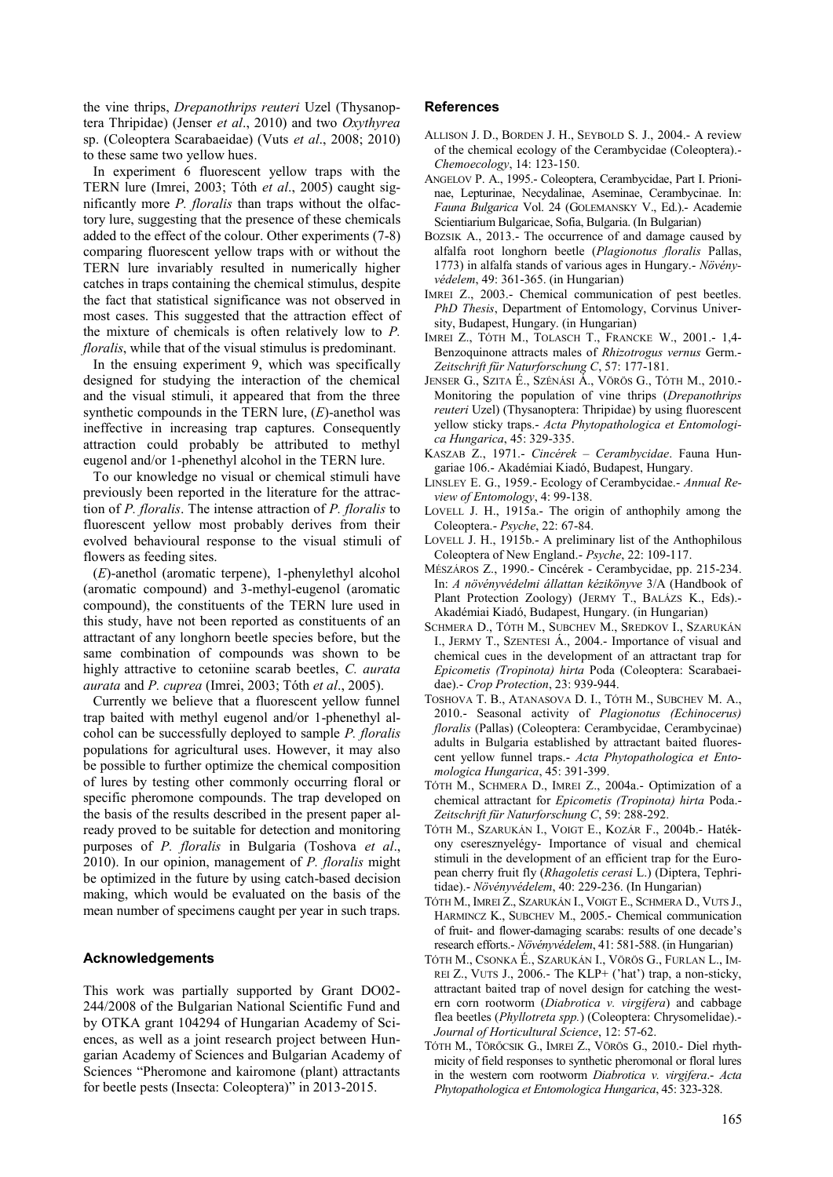the vine thrips, *Drepanothrips reuteri* Uzel (Thysanoptera Thripidae) (Jenser *et al*., 2010) and two *Oxythyrea* sp. (Coleoptera Scarabaeidae) (Vuts *et al*., 2008; 2010) to these same two yellow hues.

In experiment 6 fluorescent yellow traps with the TERN lure (Imrei, 2003; Tóth *et al*., 2005) caught significantly more *P. floralis* than traps without the olfactory lure, suggesting that the presence of these chemicals added to the effect of the colour. Other experiments (7-8) comparing fluorescent yellow traps with or without the TERN lure invariably resulted in numerically higher catches in traps containing the chemical stimulus, despite the fact that statistical significance was not observed in most cases. This suggested that the attraction effect of the mixture of chemicals is often relatively low to *P. floralis*, while that of the visual stimulus is predominant.

In the ensuing experiment 9, which was specifically designed for studying the interaction of the chemical and the visual stimuli, it appeared that from the three synthetic compounds in the TERN lure, (*E*)-anethol was ineffective in increasing trap captures. Consequently attraction could probably be attributed to methyl eugenol and/or 1-phenethyl alcohol in the TERN lure.

To our knowledge no visual or chemical stimuli have previously been reported in the literature for the attraction of *P. floralis*. The intense attraction of *P. floralis* to fluorescent yellow most probably derives from their evolved behavioural response to the visual stimuli of flowers as feeding sites.

(*E*)-anethol (aromatic terpene), 1-phenylethyl alcohol (aromatic compound) and 3-methyl-eugenol (aromatic compound), the constituents of the TERN lure used in this study, have not been reported as constituents of an attractant of any longhorn beetle species before, but the same combination of compounds was shown to be highly attractive to cetoniine scarab beetles, *C. aurata aurata* and *P. cuprea* (Imrei, 2003; Tóth *et al*., 2005).

Currently we believe that a fluorescent yellow funnel trap baited with methyl eugenol and/or 1-phenethyl alcohol can be successfully deployed to sample *P. floralis* populations for agricultural uses. However, it may also be possible to further optimize the chemical composition of lures by testing other commonly occurring floral or specific pheromone compounds. The trap developed on the basis of the results described in the present paper already proved to be suitable for detection and monitoring purposes of *P. floralis* in Bulgaria (Toshova *et al*., 2010). In our opinion, management of *P. floralis* might be optimized in the future by using catch-based decision making, which would be evaluated on the basis of the mean number of specimens caught per year in such traps.

## Acknowledgements

This work was partially supported by Grant DO02-244/2008 of the Bulgarian National Scientific Fund and by OTKA grant 104294 of Hungarian Academy of Sciences, as well as a joint research project between Hungarian Academy of Sciences and Bulgarian Academy of Sciences "Pheromone and kairomone (plant) attractants for beetle pests (Insecta: Coleoptera)" in 2013-2015.

## References

ALLISON J. D., BORDEN J. H., SEYBOLD S. J., 2004.- A review of the chemical ecology of the Cerambycidae (Coleoptera).- *Chemoecology*, 14: 123-150.

ANGELOV P. A., 1995.- Coleoptera, Cerambycidae, Part I. Prioninae, Lepturinae, Necydalinae, Aseminae, Cerambycinae. In: *Fauna Bulgarica* Vol. 24 (GOLEMANSKY V., Ed.).- Academie Scientiarium Bulgaricae, Sofia, Bulgaria. (In Bulgarian)

BOZSIK A., 2013.- The occurrence of and damage caused by alfalfa root longhorn beetle (*Plagionotus floralis* Pallas, 1773) in alfalfa stands of various ages in Hungary.- *Növényvédelem*, 49: 361-365. (in Hungarian)

IMREI Z., 2003.- Chemical communication of pest beetles. *PhD Thesis*, Department of Entomology, Corvinus University, Budapest, Hungary. (in Hungarian)

IMREI Z., TÓTH M., TOLASCH T., FRANCKE W., 2001.- 1,4-Benzoquinone attracts males of *Rhizotrogus vernus* Germ.- *Zeitschrift für Naturforschung C*, 57: 177-181.

JENSER G., SZITA É., SZÉNÁSI Á., VÖRÖS G., TÓTH M., 2010.- Monitoring the population of vine thrips (*Drepanothrips reuteri* Uzel) (Thysanoptera: Thripidae) by using fluorescent yellow sticky traps.- *Acta Phytopathologica et Entomologica Hungarica*, 45: 329-335.

KASZAB Z., 1971.- *Cincérek – Cerambycidae*. Fauna Hungariae 106.- Akadémiai Kiadó, Budapest, Hungary.

LINSLEY E. G., 1959.- Ecology of Cerambycidae.- *Annual Review of Entomology*, 4: 99-138.

LOVELL J. H., 1915a.- The origin of anthophily among the Coleoptera.- *Psyche*, 22: 67-84.

LOVELL J. H., 1915b.- A preliminary list of the Anthophilous Coleoptera of New England.- *Psyche*, 22: 109-117.

MÉSZÁROS Z., 1990.- Cincérek - Cerambycidae, pp. 215-234. In: *A növényvédelmi állattan kézikönyve* 3/A (Handbook of Plant Protection Zoology) (JERMY T., BALÁZS K., Eds).- Akadémiai Kiadó, Budapest, Hungary. (in Hungarian)

SCHMERA D., TÓTH M., SUBCHEV M., SREDKOV I., SZARUKÁN I., JERMY T., SZENTESI Á., 2004.- Importance of visual and chemical cues in the development of an attractant trap for *Epicometis (Tropinota) hirta* Poda (Coleoptera: Scarabaeidae).- *Crop Protection*, 23: 939-944.

TOSHOVA T. B., ATANASOVA D. I., TÓTH M., SUBCHEV M. A., 2010.- Seasonal activity of *Plagionotus (Echinocerus) floralis* (Pallas) (Coleoptera: Cerambycidae, Cerambycinae) adults in Bulgaria established by attractant baited fluorescent yellow funnel traps.- *Acta Phytopathologica et Entomologica Hungarica*, 45: 391-399.

TÓTH M., SCHMERA D., IMREI Z., 2004a.- Optimization of a chemical attractant for *Epicometis (Tropinota) hirta* Poda.- *Zeitschrift für Naturforschung C*, 59: 288-292.

TÓTH M., SZARUKÁN I., VOIGT E., KOZÁR F., 2004b.- Hatékony cseresznyelégy- Importance of visual and chemical stimuli in the development of an efficient trap for the European cherry fruit fly (*Rhagoletis cerasi* L.) (Diptera, Tephritidae).- *Növényvédelem*, 40: 229-236. (In Hungarian)

TÓTH M., IMREI Z., SZARUKÁN I., VOIGT E., SCHMERA D., VUTS J., HARMINCZ K., SUBCHEV M., 2005.- Chemical communication of fruit- and flower-damaging scarabs: results of one decade's research efforts.- *Növényvédelem*, 41: 581-588. (in Hungarian)

TÓTH M., CSONKA É., SZARUKÁN I., VÖRÖS G., FURLAN L., IMREI Z., VUTS J., 2006.- The KLP+ ('hat') trap, a non-sticky, attractant baited trap of novel design for catching the western corn rootworm (*Diabrotica v. virgifera*) and cabbage flea beetles (*Phyllotreta spp.*) (Coleoptera: Chrysomelidae).- *Journal of Horticultural Science*, 12: 57-62.

TÓTH M., TÖRŐCSIK G., IMREI Z., VÖRÖS G., 2010.- Diel rhythmicity of field responses to synthetic pheromonal or floral lures in the western corn rootworm *Diabrotica v. virgifera*.- *Acta Phytopathologica et Entomologica Hungarica*, 45: 323-328.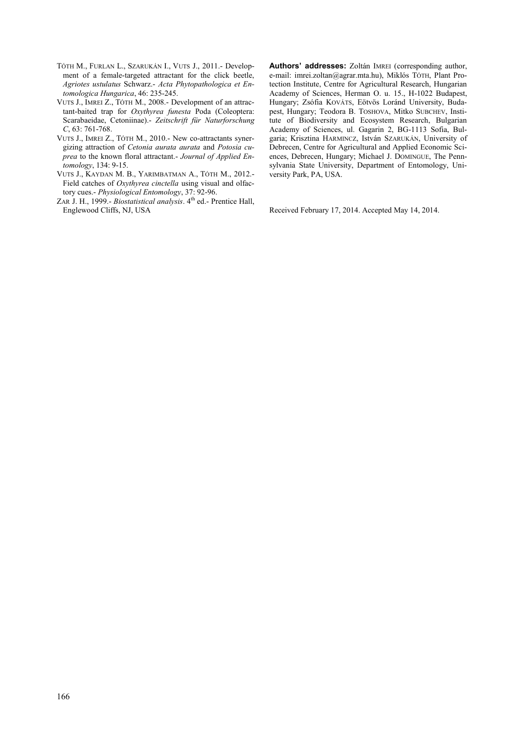TÓTH M., FURLAN L., SZARUKÁN I., VUTS J., 2011.- Development of a female-targeted attractant for the click beetle, *Agriotes ustulatus* Schwarz.- *Acta Phytopathologica et Entomologica Hungarica*, 46: 235-245.

VUTS J., IMREI Z., TÓTH M., 2008.- Development of an attractant-baited trap for *Oxythyrea funesta* Poda (Coleoptera: Scarabaeidae, Cetoniinae).- *Zeitschrift für Naturforschung C*, 63: 761-768.

VUTS J., IMREI Z., TÓTH M., 2010.- New co-attractants synergizing attraction of *Cetonia aurata aurata* and *Potosia cuprea* to the known floral attractant.- *Journal of Applied Entomology*, 134: 9-15.

VUTS J., KAYDAN M. B., YARIMBATMAN A., TÓTH M., 2012.- Field catches of *Oxythyrea cinctella* using visual and olfactory cues.- *Physiological Entomology*, 37: 92-96.

ZAR J. H., 1999.- *Biostatistical analysis*. 4th ed.- Prentice Hall, Englewood Cliffs, NJ, USA

**Authors' addresses:** Zoltán IMREI (corresponding author, e-mail: imrei.zoltan@agrar.mta.hu), Miklós TÓTH, Plant Protection Institute, Centre for Agricultural Research, Hungarian Academy of Sciences, Herman O. u. 15., H-1022 Budapest, Hungary; Zsófia KOVÁTS, Eötvös Loránd University, Budapest, Hungary; Teodora B. TOSHOVA, Mitko SUBCHEV, Institute of Biodiversity and Ecosystem Research, Bulgarian Academy of Sciences, ul. Gagarin 2, BG-1113 Sofia, Bulgaria; Krisztina HARMINCZ, István SZARUKÁN, University of Debrecen, Centre for Agricultural and Applied Economic Sciences, Debrecen, Hungary; Michael J. DOMINGUE, The Pennsylvania State University, Department of Entomology, University Park, PA, USA.

Received February 17, 2014. Accepted May 14, 2014.